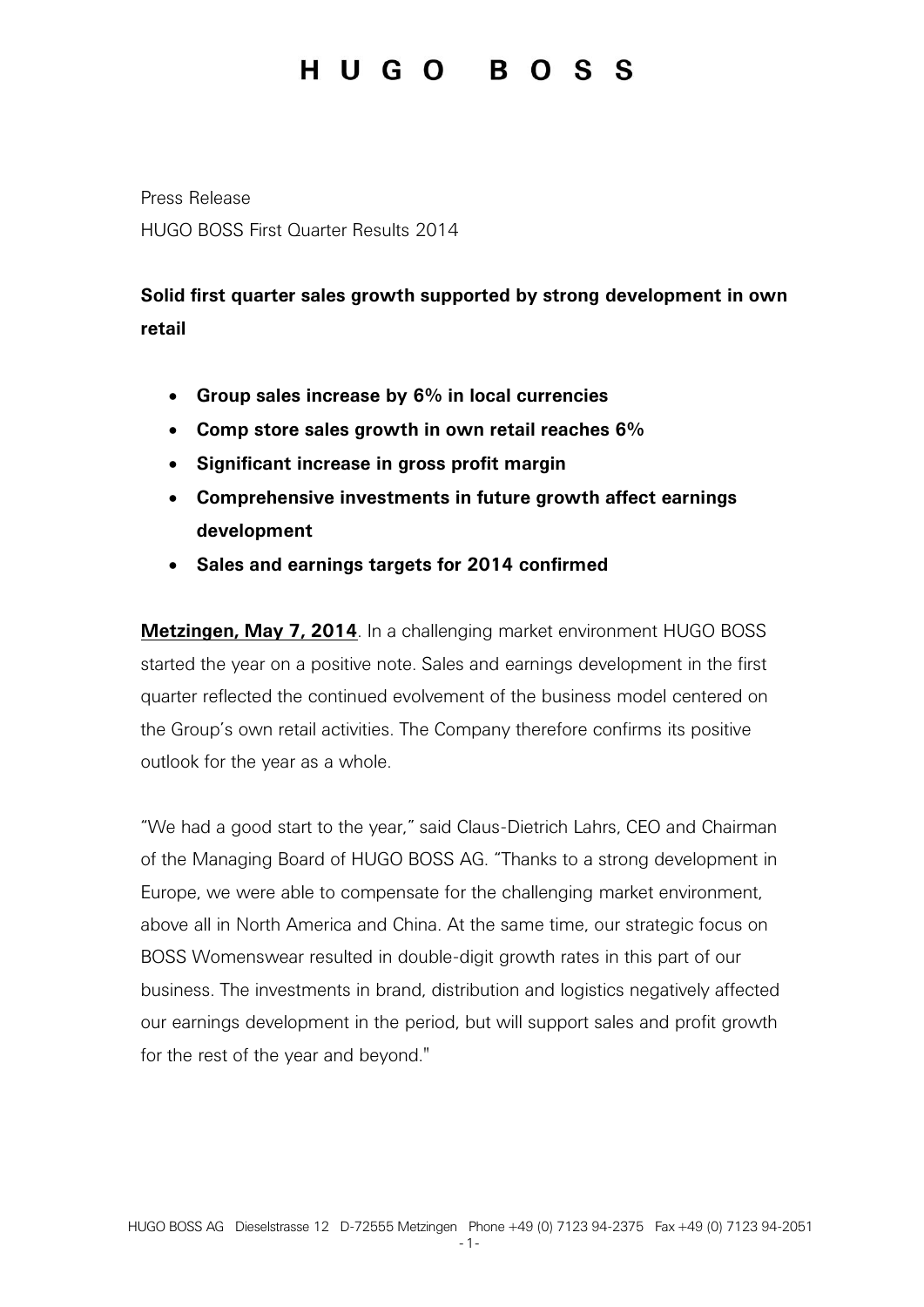# HUGO BOSS

Press Release

HUGO BOSS First Quarter Results 2014

**Solid first quarter sales growth supported by strong development in own retail**

- **Group sales increase by 6% in local currencies**
- **Comp store sales growth in own retail reaches 6%**
- **Significant increase in gross profit margin**
- **Comprehensive investments in future growth affect earnings development**
- **Sales and earnings targets for 2014 confirmed**

**Metzingen, May 7, 2014**. In a challenging market environment HUGO BOSS started the year on a positive note. Sales and earnings development in the first quarter reflected the continued evolvement of the business model centered on the Group's own retail activities. The Company therefore confirms its positive outlook for the year as a whole.

"We had a good start to the year," said Claus-Dietrich Lahrs, CEO and Chairman of the Managing Board of HUGO BOSS AG. "Thanks to a strong development in Europe, we were able to compensate for the challenging market environment, above all in North America and China. At the same time, our strategic focus on BOSS Womenswear resulted in double-digit growth rates in this part of our business. The investments in brand, distribution and logistics negatively affected our earnings development in the period, but will support sales and profit growth for the rest of the year and beyond."

HUGO BOSS AG Dieselstrasse 12 D-72555 Metzingen Phone +49 (0) 7123 94-2375 Fax +49 (0) 7123 94-2051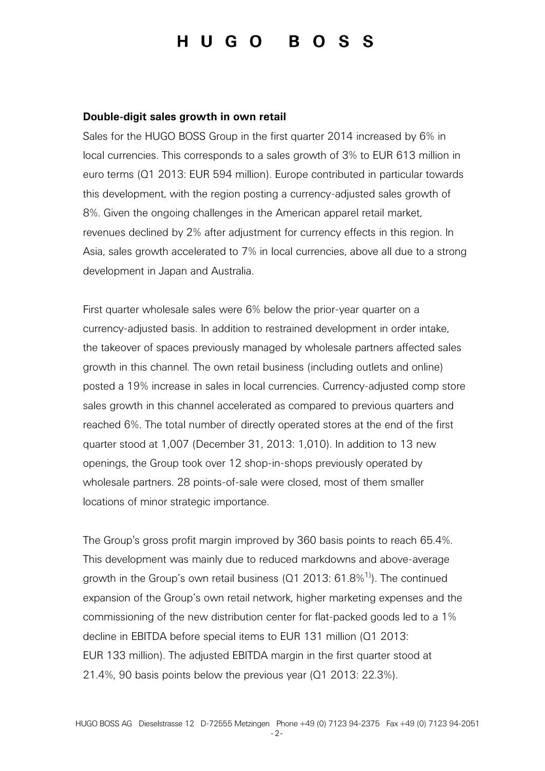**Double-digit sales growth in own retail**

Sales for the HUGO BOSS Group in the first quarter 2014 increased by 6% in local currencies. This corresponds to a sales growth of 3% to EUR 613 million in euro terms (Q1 2013: EUR 594 million). Europe contributed in particular towards this development, with the region posting a currency-adjusted sales growth of 8%. Given the ongoing challenges in the American apparel retail market, revenues declined by 2% after adjustment for currency effects in this region. In Asia, sales growth accelerated to 7% in local currencies, above all due to a strong development in Japan and Australia.

First quarter wholesale sales were 6% below the prior-year quarter on a currency-adjusted basis. In addition to restrained development in order intake, the takeover of spaces previously managed by wholesale partners affected sales growth in this channel. The own retail business (including outlets and online) posted a 19% increase in sales in local currencies. Currency-adjusted comp store sales growth in this channel accelerated as compared to previous quarters and reached 6%. The total number of directly operated stores at the end of the first quarter stood at 1,007 (December 31, 2013: 1,010). In addition to 13 new openings, the Group took over 12 shop-in-shops previously operated by wholesale partners. 28 points-of-sale were closed, most of them smaller locations of minor strategic importance.

The Group's gross profit margin improved by 360 basis points to reach 65.4%. This development was mainly due to reduced markdowns and above-average growth in the Group's own retail business (Q1 2013: 61.8%[1)]). The continued expansion of the Group's own retail network, higher marketing expenses and the commissioning of the new distribution center for flat-packed goods led to a 1% decline in EBITDA before special items to EUR 131 million (Q1 2013: EUR 133 million). The adjusted EBITDA margin in the first quarter stood at 21.4%, 90 basis points below the previous year (Q1 2013: 22.3%).

HUGO BOSS AG Dieselstrasse 12 D-72555 Metzingen Phone +49 (0) 7123 94-2375 Fax +49 (0) 7123 94-2051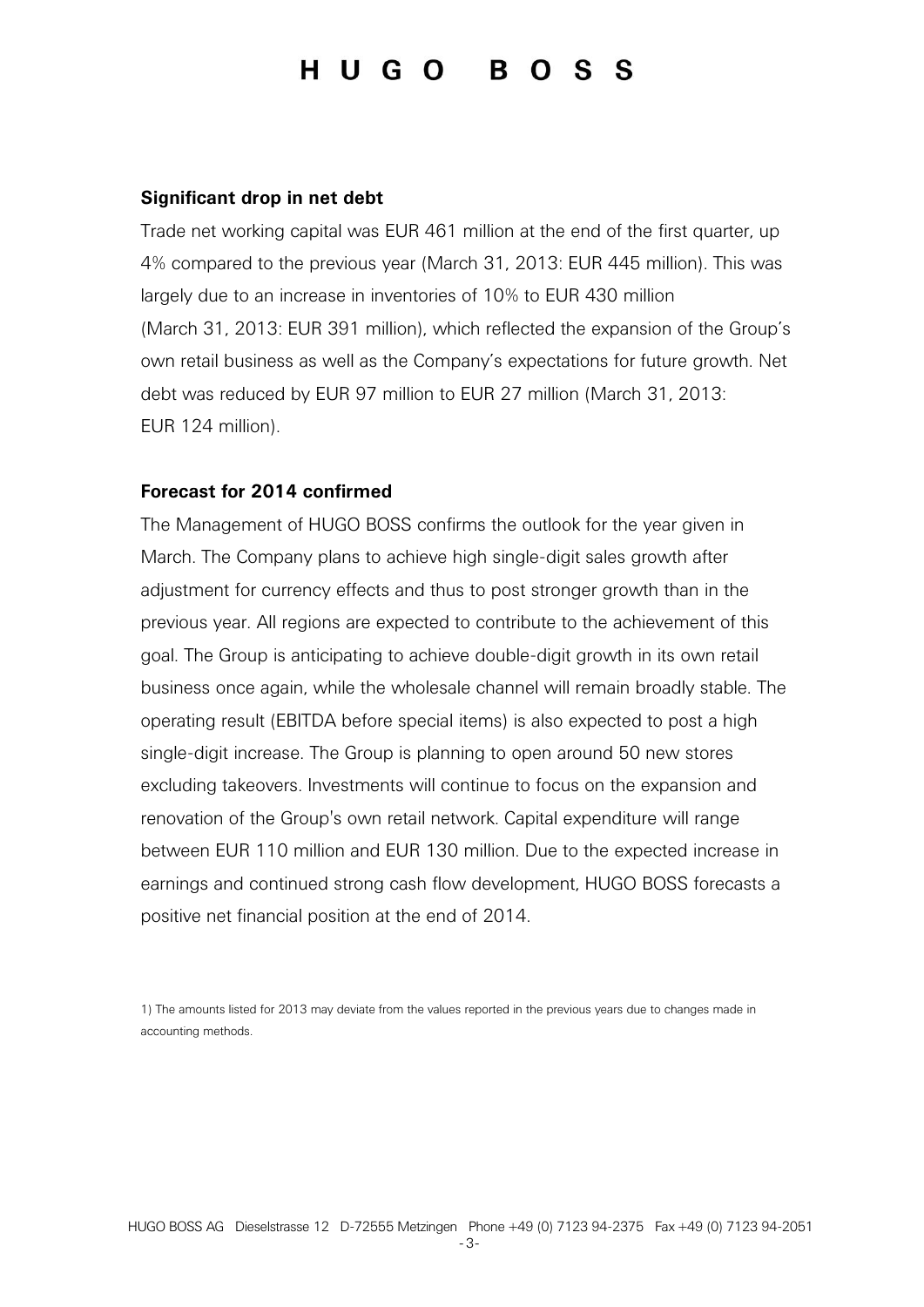### Significant drop in net debt

Trade net working capital was EUR 461 million at the end of the first quarter, up 4% compared to the previous year (March 31, 2013: EUR 445 million). This was largely due to an increase in inventories of 10% to EUR 430 million (March 31, 2013: EUR 391 million), which reflected the expansion of the Group's own retail business as well as the Company's expectations for future growth. Net debt was reduced by EUR 97 million to EUR 27 million (March 31, 2013: EUR 124 million).

### Forecast for 2014 confirmed

The Management of HUGO BOSS confirms the outlook for the year given in March. The Company plans to achieve high single-digit sales growth after adjustment for currency effects and thus to post stronger growth than in the previous year. All regions are expected to contribute to the achievement of this goal. The Group is anticipating to achieve double-digit growth in its own retail business once again, while the wholesale channel will remain broadly stable. The operating result (EBITDA before special items) is also expected to post a high single-digit increase. The Group is planning to open around 50 new stores excluding takeovers. Investments will continue to focus on the expansion and renovation of the Group's own retail network. Capital expenditure will range between EUR 110 million and EUR 130 million. Due to the expected increase in earnings and continued strong cash flow development, HUGO BOSS forecasts a positive net financial position at the end of 2014.

1) The amounts listed for 2013 may deviate from the values reported in the previous years due to changes made in accounting methods.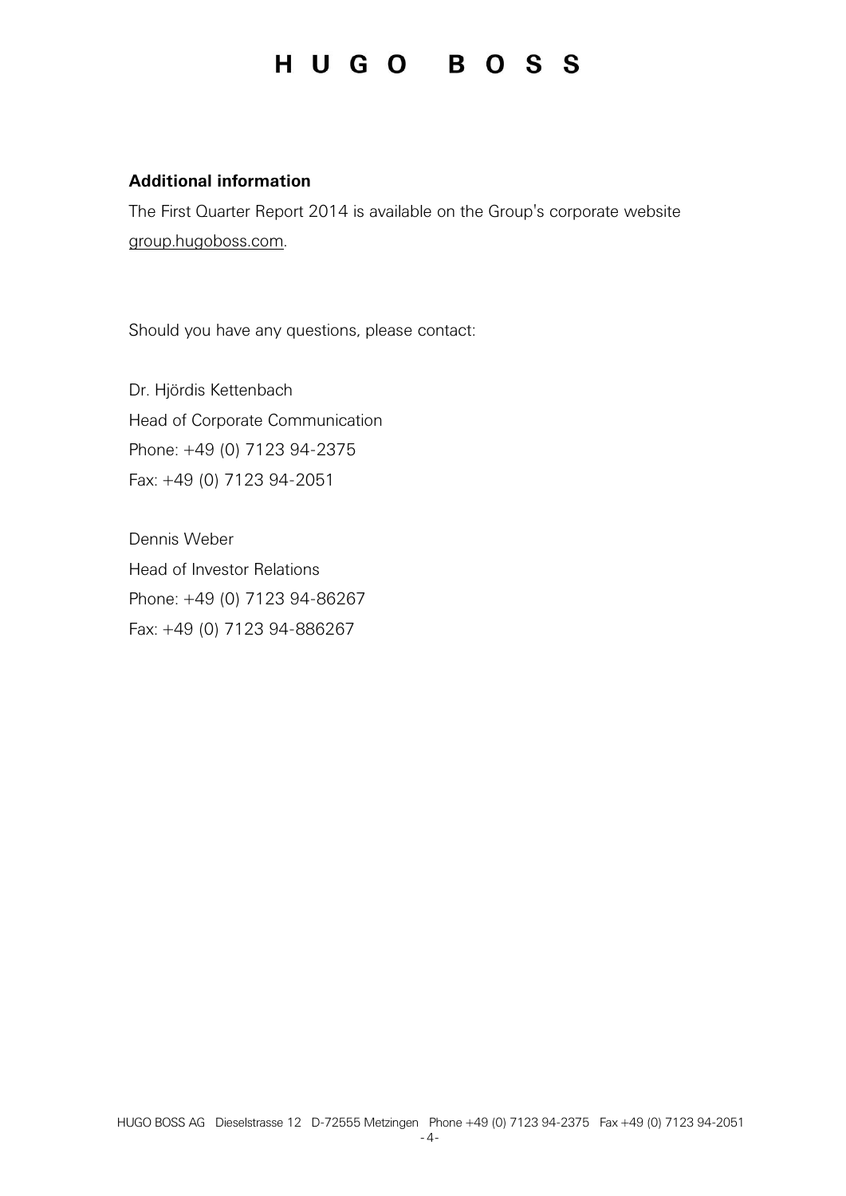**Additional information**

The First Quarter Report 2014 is available on the Group's corporate website group.hugoboss.com.

Should you have any questions, please contact:

Dr. Hjördis Kettenbach
Head of Corporate Communication
Phone: +49 (0) 7123 94-2375
Fax: +49 (0) 7123 94-2051

Dennis Weber
Head of Investor Relations
Phone: +49 (0) 7123 94-86267
Fax: +49 (0) 7123 94-886267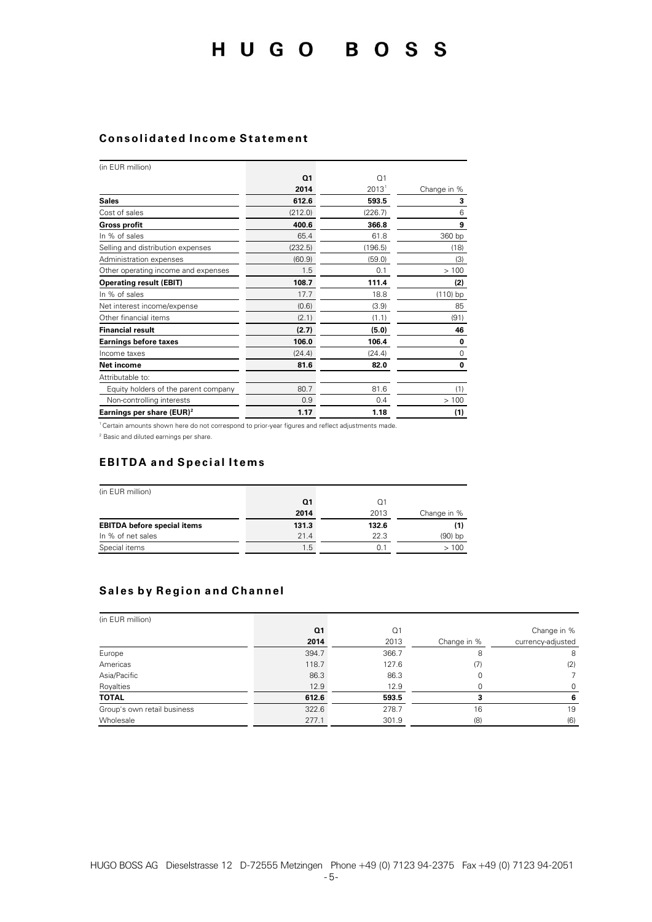# HUGO BOSS

## Consolidated Income Statement

| (in EUR million) | Q1 2014 | Q1 2013[1] | Change in % |
|---|---|---|---|
| **Sales** | **612.6** | 593.5 | **3** |
| Cost of sales | (212.0) | (226.7) | 6 |
| **Gross profit** | **400.6** | 366.8 | **9** |
| In % of sales | 65.4 | 61.8 | 360 bp |
| Selling and distribution expenses | (232.5) | (196.5) | (18) |
| Administration expenses | (60.9) | (59.0) | (3) |
| Other operating income and expenses | 1.5 | 0.1 | > 100 |
| **Operating result (EBIT)** | **108.7** | 111.4 | **(2)** |
| In % of sales | 17.7 | 18.8 | (110) bp |
| Net interest income/expense | (0.6) | (3.9) | 85 |
| Other financial items | (2.1) | (1.1) | (91) |
| **Financial result** | **(2.7)** | (5.0) | **46** |
| **Earnings before taxes** | **106.0** | 106.4 | **0** |
| Income taxes | (24.4) | (24.4) | 0 |
| **Net income** | **81.6** | 82.0 | **0** |
| Attributable to: | | | |
| Equity holders of the parent company | 80.7 | 81.6 | (1) |
| Non-controlling interests | 0.9 | 0.4 | > 100 |
| **Earnings per share (EUR)[2]** | **1.17** | 1.18 | **(1)** |

[1] Certain amounts shown here do not correspond to prior-year figures and reflect adjustments made.

[2] Basic and diluted earnings per share.

## EBITDA and Special Items

| (in EUR million) | Q1 2014 | Q1 2013 | Change in % |
|---|---|---|---|
| **EBITDA before special items** | **131.3** | 132.6 | **(1)** |
| In % of net sales | 21.4 | 22.3 | (90) bp |
| Special items | 1.5 | 0.1 | > 100 |

## Sales by Region and Channel

| (in EUR million) | Q1 2014 | Q1 2013 | Change in % | Change in % currency-adjusted |
|---|---|---|---|---|
| Europe | 394.7 | 366.7 | 8 | 8 |
| Americas | 118.7 | 127.6 | (7) | (2) |
| Asia/Pacific | 86.3 | 86.3 | 0 | 7 |
| Royalties | 12.9 | 12.9 | 0 | 0 |
| **TOTAL** | **612.6** | **593.5** | **3** | **6** |
| Group's own retail business | 322.6 | 278.7 | 16 | 19 |
| Wholesale | 277.1 | 301.9 | (8) | (6) |

HUGO BOSS AG Dieselstrasse 12 D-72555 Metzingen Phone +49 (0) 7123 94-2375 Fax +49 (0) 7123 94-2051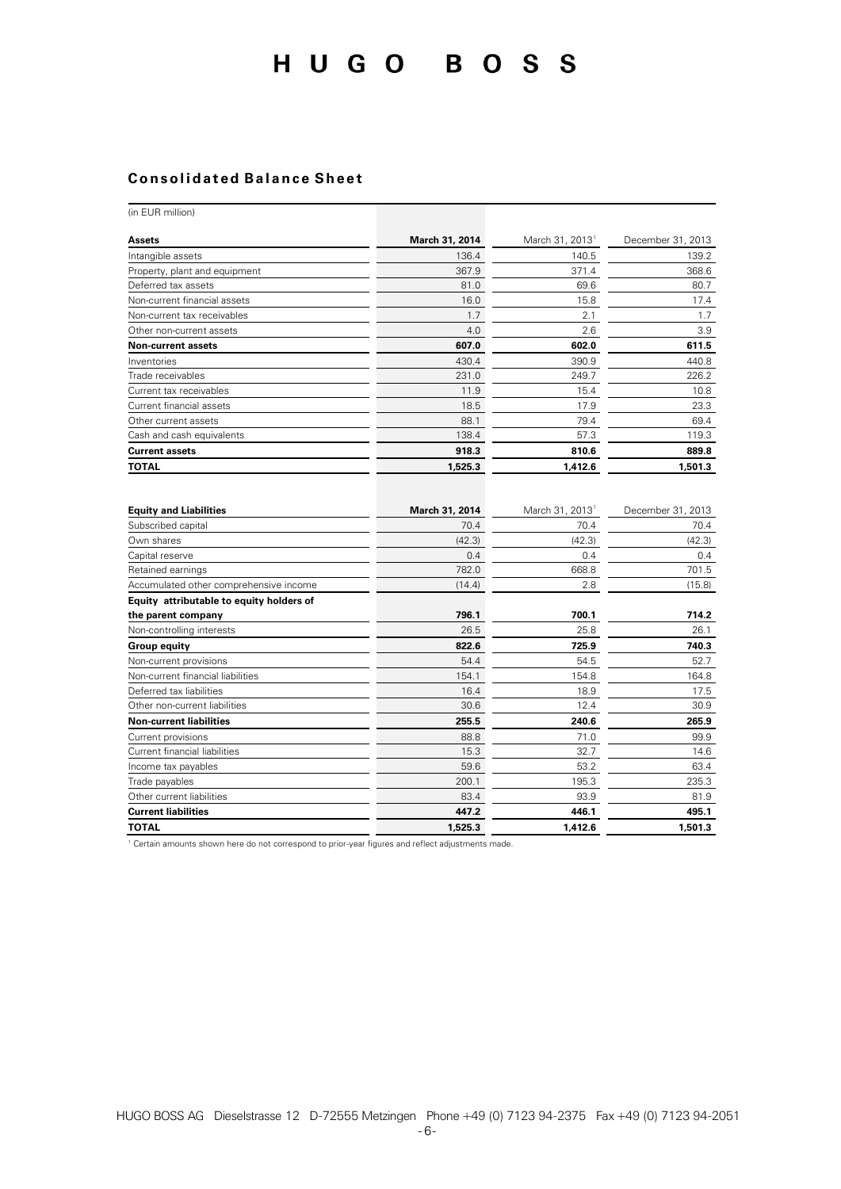# HUGO BOSS

## Consolidated Balance Sheet

(in EUR million)

| Assets | March 31, 2014 | March 31, 2013[1] | December 31, 2013 |
|---|---|---|---|
| Intangible assets | 136.4 | 140.5 | 139.2 |
| Property, plant and equipment | 367.9 | 371.4 | 368.6 |
| Deferred tax assets | 81.0 | 69.6 | 80.7 |
| Non-current financial assets | 16.0 | 15.8 | 17.4 |
| Non-current tax receivables | 1.7 | 2.1 | 1.7 |
| Other non-current assets | 4.0 | 2.6 | 3.9 |
| **Non-current assets** | **607.0** | **602.0** | **611.5** |
| Inventories | 430.4 | 390.9 | 440.8 |
| Trade receivables | 231.0 | 249.7 | 226.2 |
| Current tax receivables | 11.9 | 15.4 | 10.8 |
| Current financial assets | 18.5 | 17.9 | 23.3 |
| Other current assets | 88.1 | 79.4 | 69.4 |
| Cash and cash equivalents | 138.4 | 57.3 | 119.3 |
| **Current assets** | **918.3** | **810.6** | **889.8** |
| **TOTAL** | **1,525.3** | **1,412.6** | **1,501.3** |

| Equity and Liabilities | March 31, 2014 | March 31, 2013[1] | December 31, 2013 |
|---|---|---|---|
| Subscribed capital | 70.4 | 70.4 | 70.4 |
| Own shares | (42.3) | (42.3) | (42.3) |
| Capital reserve | 0.4 | 0.4 | 0.4 |
| Retained earnings | 782.0 | 668.8 | 701.5 |
| Accumulated other comprehensive income | (14.4) | 2.8 | (15.8) |
| **Equity attributable to equity holders of the parent company** | **796.1** | **700.1** | **714.2** |
| Non-controlling interests | 26.5 | 25.8 | 26.1 |
| **Group equity** | **822.6** | **725.9** | **740.3** |
| Non-current provisions | 54.4 | 54.5 | 52.7 |
| Non-current financial liabilities | 154.1 | 154.8 | 164.8 |
| Deferred tax liabilities | 16.4 | 18.9 | 17.5 |
| Other non-current liabilities | 30.6 | 12.4 | 30.9 |
| **Non-current liabilities** | **255.5** | **240.6** | **265.9** |
| Current provisions | 88.8 | 71.0 | 99.9 |
| Current financial liabilities | 15.3 | 32.7 | 14.6 |
| Income tax payables | 59.6 | 53.2 | 63.4 |
| Trade payables | 200.1 | 195.3 | 235.3 |
| Other current liabilities | 83.4 | 93.9 | 81.9 |
| **Current liabilities** | **447.2** | **446.1** | **495.1** |
| **TOTAL** | **1,525.3** | **1,412.6** | **1,501.3** |

[1] Certain amounts shown here do not correspond to prior-year figures and reflect adjustments made.

HUGO BOSS AG Dieselstrasse 12 D-72555 Metzingen Phone +49 (0) 7123 94-2375 Fax +49 (0) 7123 94-2051